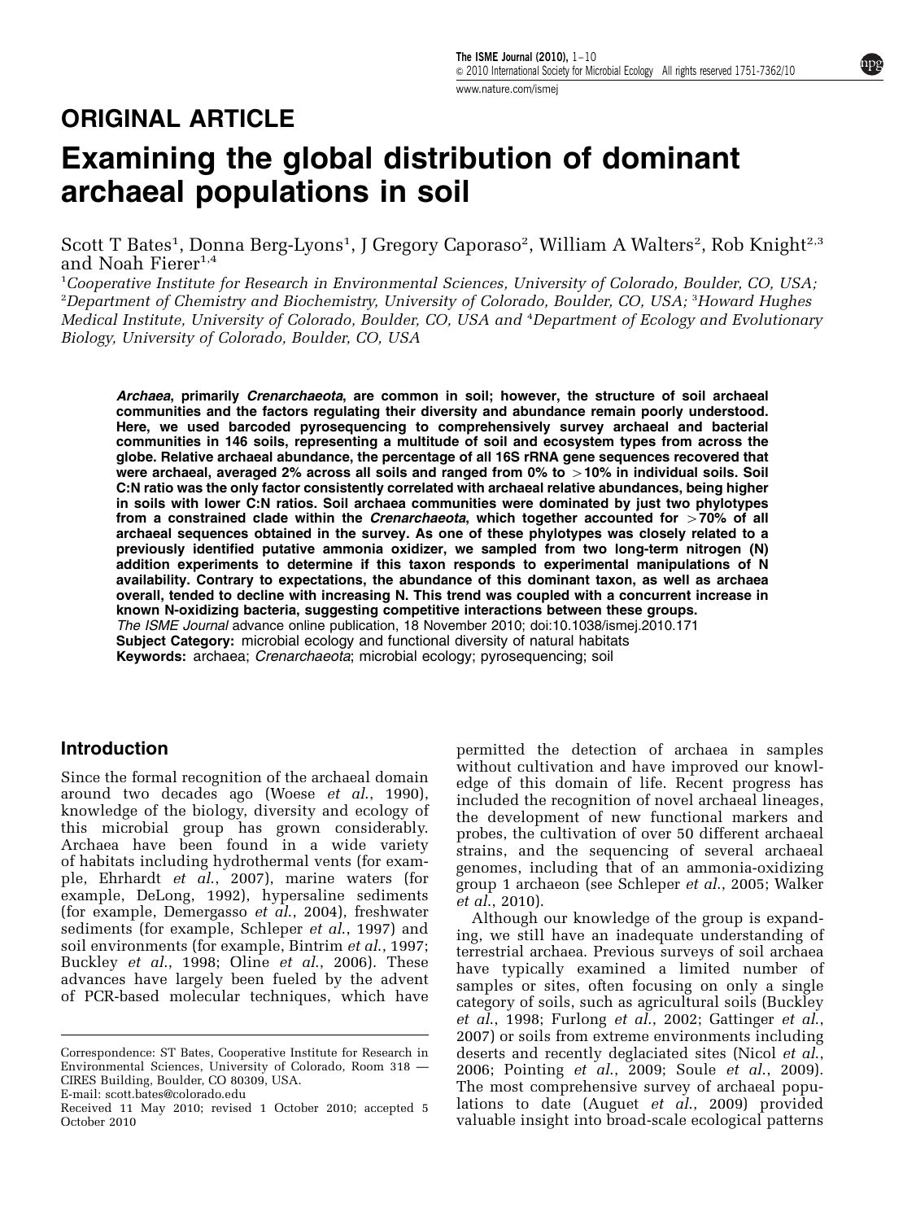## ORIGINAL ARTICLE

# Examining the global distribution of dominant archaeal populations in soil

Scott T Bates[1], Donna Berg-Lyons[1], J Gregory Caporaso[2], William A Walters[2], Rob Knight[2,3] and Noah Fierer[1,4]

[1]Cooperative Institute for Research in Environmental Sciences, University of Colorado, Boulder, CO, USA; [2]Department of Chemistry and Biochemistry, University of Colorado, Boulder, CO, USA; [3]Howard Hughes Medical Institute, University of Colorado, Boulder, CO, USA and [4]Department of Ecology and Evolutionary Biology, University of Colorado, Boulder, CO, USA

***Archaea*, primarily *Crenarchaeota*, are common in soil; however, the structure of soil archaeal communities and the factors regulating their diversity and abundance remain poorly understood. Here, we used barcoded pyrosequencing to comprehensively survey archaeal and bacterial communities in 146 soils, representing a multitude of soil and ecosystem types from across the globe. Relative archaeal abundance, the percentage of all 16S rRNA gene sequences recovered that were archaeal, averaged 2% across all soils and ranged from 0% to >10% in individual soils. Soil C:N ratio was the only factor consistently correlated with archaeal relative abundances, being higher in soils with lower C:N ratios. Soil archaea communities were dominated by just two phylotypes from a constrained clade within the *Crenarchaeota*, which together accounted for >70% of all archaeal sequences obtained in the survey. As one of these phylotypes was closely related to a previously identified putative ammonia oxidizer, we sampled from two long-term nitrogen (N) addition experiments to determine if this taxon responds to experimental manipulations of N availability. Contrary to expectations, the abundance of this dominant taxon, as well as archaea overall, tended to decline with increasing N. This trend was coupled with a concurrent increase in known N-oxidizing bacteria, suggesting competitive interactions between these groups.**

*The ISME Journal* advance online publication, 18 November 2010; doi:10.1038/ismej.2010.171

**Subject Category:** microbial ecology and functional diversity of natural habitats

**Keywords:** archaea; *Crenarchaeota*; microbial ecology; pyrosequencing; soil

## Introduction

Since the formal recognition of the archaeal domain around two decades ago (Woese *et al.*, 1990), knowledge of the biology, diversity and ecology of this microbial group has grown considerably. Archaea have been found in a wide variety of habitats including hydrothermal vents (for example, Ehrhardt *et al.*, 2007), marine waters (for example, DeLong, 1992), hypersaline sediments (for example, Demergasso *et al.*, 2004), freshwater sediments (for example, Schleper *et al.*, 1997) and soil environments (for example, Bintrim *et al.*, 1997; Buckley *et al.*, 1998; Oline *et al.*, 2006). These advances have largely been fueled by the advent of PCR-based molecular techniques, which have permitted the detection of archaea in samples without cultivation and have improved our knowledge of this domain of life. Recent progress has included the recognition of novel archaeal lineages, the development of new functional markers and probes, the cultivation of over 50 different archaeal strains, and the sequencing of several archaeal genomes, including that of an ammonia-oxidizing group 1 archaeon (see Schleper *et al.*, 2005; Walker *et al.*, 2010).

Although our knowledge of the group is expanding, we still have an inadequate understanding of terrestrial archaea. Previous surveys of soil archaea have typically examined a limited number of samples or sites, often focusing on only a single category of soils, such as agricultural soils (Buckley *et al.*, 1998; Furlong *et al.*, 2002; Gattinger *et al.*, 2007) or soils from extreme environments including deserts and recently deglaciated sites (Nicol *et al.*, 2006; Pointing *et al.*, 2009; Soule *et al.*, 2009). The most comprehensive survey of archaeal populations to date (Auguet *et al.*, 2009) provided valuable insight into broad-scale ecological patterns

Correspondence: ST Bates, Cooperative Institute for Research in Environmental Sciences, University of Colorado, Room 318 — CIRES Building, Boulder, CO 80309, USA.
E-mail: scott.bates@colorado.edu

Received 11 May 2010; revised 1 October 2010; accepted 5 October 2010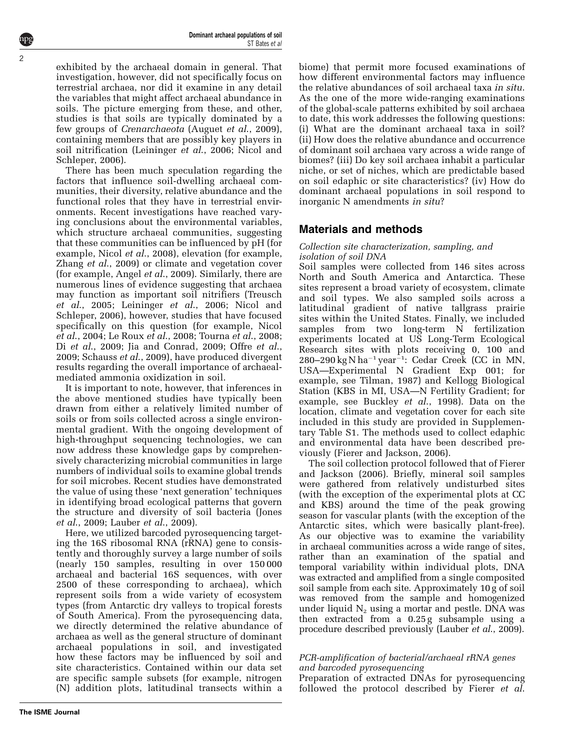exhibited by the archaeal domain in general. That investigation, however, did not specifically focus on terrestrial archaea, nor did it examine in any detail the variables that might affect archaeal abundance in soils. The picture emerging from these, and other, studies is that soils are typically dominated by a few groups of *Crenarchaeota* (Auguet *et al.*, 2009), containing members that are possibly key players in soil nitrification (Leininger *et al.*, 2006; Nicol and Schleper, 2006).

There has been much speculation regarding the factors that influence soil-dwelling archaeal communities, their diversity, relative abundance and the functional roles that they have in terrestrial environments. Recent investigations have reached varying conclusions about the environmental variables, which structure archaeal communities, suggesting that these communities can be influenced by pH (for example, Nicol *et al.*, 2008), elevation (for example, Zhang *et al.*, 2009) or climate and vegetation cover (for example, Angel *et al.*, 2009). Similarly, there are numerous lines of evidence suggesting that archaea may function as important soil nitrifiers (Treusch *et al.*, 2005; Leininger *et al.*, 2006; Nicol and Schleper, 2006), however, studies that have focused specifically on this question (for example, Nicol *et al.*, 2004; Le Roux *et al.*, 2008; Tourna *et al.*, 2008; Di *et al.*, 2009; Jia and Conrad, 2009; Offre *et al.*, 2009; Schauss *et al.*, 2009), have produced divergent results regarding the overall importance of archaeal-mediated ammonia oxidization in soil.

It is important to note, however, that inferences in the above mentioned studies have typically been drawn from either a relatively limited number of soils or from soils collected across a single environmental gradient. With the ongoing development of high-throughput sequencing technologies, we can now address these knowledge gaps by comprehensively characterizing microbial communities in large numbers of individual soils to examine global trends for soil microbes. Recent studies have demonstrated the value of using these 'next generation' techniques in identifying broad ecological patterns that govern the structure and diversity of soil bacteria (Jones *et al.*, 2009; Lauber *et al.*, 2009).

Here, we utilized barcoded pyrosequencing targeting the 16S ribosomal RNA (rRNA) gene to consistently and thoroughly survey a large number of soils (nearly 150 samples, resulting in over 150 000 archaeal and bacterial 16S sequences, with over 2500 of these corresponding to archaea), which represent soils from a wide variety of ecosystem types (from Antarctic dry valleys to tropical forests of South America). From the pyrosequencing data, we directly determined the relative abundance of archaea as well as the general structure of dominant archaeal populations in soil, and investigated how these factors may be influenced by soil and site characteristics. Contained within our data set are specific sample subsets (for example, nitrogen (N) addition plots, latitudinal transects within a biome) that permit more focused examinations of how different environmental factors may influence the relative abundances of soil archaeal taxa *in situ*. As the one of the more wide-ranging examinations of the global-scale patterns exhibited by soil archaea to date, this work addresses the following questions: (i) What are the dominant archaeal taxa in soil? (ii) How does the relative abundance and occurrence of dominant soil archaea vary across a wide range of biomes? (iii) Do key soil archaea inhabit a particular niche, or set of niches, which are predictable based on soil edaphic or site characteristics? (iv) How do dominant archaeal populations in soil respond to inorganic N amendments *in situ*?

## Materials and methods

### *Collection site characterization, sampling, and isolation of soil DNA*

Soil samples were collected from 146 sites across North and South America and Antarctica. These sites represent a broad variety of ecosystem, climate and soil types. We also sampled soils across a latitudinal gradient of native tallgrass prairie sites within the United States. Finally, we included samples from two long-term N fertilization experiments located at US Long-Term Ecological Research sites with plots receiving 0, 100 and 280–290 kg N $ha^{-1}$ $year^{-1}$: Cedar Creek (CC in MN, USA—Experimental N Gradient Exp 001; for example, see Tilman, 1987) and Kellogg Biological Station (KBS in MI, USA—N Fertility Gradient; for example, see Buckley *et al.*, 1998). Data on the location, climate and vegetation cover for each site included in this study are provided in Supplementary Table S1. The methods used to collect edaphic and environmental data have been described previously (Fierer and Jackson, 2006).

The soil collection protocol followed that of Fierer and Jackson (2006). Briefly, mineral soil samples were gathered from relatively undisturbed sites (with the exception of the experimental plots at CC and KBS) around the time of the peak growing season for vascular plants (with the exception of the Antarctic sites, which were basically plant-free). As our objective was to examine the variability in archaeal communities across a wide range of sites, rather than an examination of the spatial and temporal variability within individual plots, DNA was extracted and amplified from a single composited soil sample from each site. Approximately 10 g of soil was removed from the sample and homogenized under liquid $N_2$ using a mortar and pestle. DNA was then extracted from a 0.25 g subsample using a procedure described previously (Lauber *et al.*, 2009).

### *PCR-amplification of bacterial/archaeal rRNA genes and barcoded pyrosequencing*

Preparation of extracted DNAs for pyrosequencing followed the protocol described by Fierer *et al.*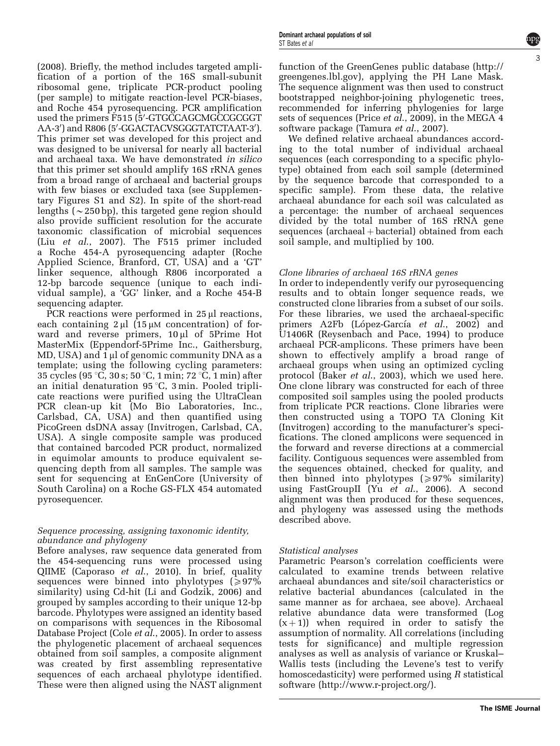(2008). Briefly, the method includes targeted amplification of a portion of the 16S small-subunit ribosomal gene, triplicate PCR-product pooling (per sample) to mitigate reaction-level PCR-biases, and Roche 454 pyrosequencing. PCR amplification used the primers F515 (5′-GTGCCAGCMGCCGCGGTAA-3′) and R806 (5′-GGACTACVSGGGTATCTAAT-3′). This primer set was developed for this project and was designed to be universal for nearly all bacterial and archaeal taxa. We have demonstrated *in silico* that this primer set should amplify 16S rRNA genes from a broad range of archaeal and bacterial groups with few biases or excluded taxa (see Supplementary Figures S1 and S2). In spite of the short-read lengths (~250 bp), this targeted gene region should also provide sufficient resolution for the accurate taxonomic classification of microbial sequences (Liu *et al.*, 2007). The F515 primer included a Roche 454-A pyrosequencing adapter (Roche Applied Science, Branford, CT, USA) and a 'GT' linker sequence, although R806 incorporated a 12-bp barcode sequence (unique to each individual sample), a 'GG' linker, and a Roche 454-B sequencing adapter.

PCR reactions were performed in 25 μl reactions, each containing 2 μl (15 μM concentration) of forward and reverse primers, 10 μl of 5Prime Hot MasterMix (Eppendorf-5Prime Inc., Gaithersburg, MD, USA) and 1 μl of genomic community DNA as a template; using the following cycling parameters: 35 cycles (95 °C, 30 s; 50 °C, 1 min; 72 °C, 1 min) after an initial denaturation 95 °C, 3 min. Pooled triplicate reactions were purified using the UltraClean PCR clean-up kit (Mo Bio Laboratories, Inc., Carlsbad, CA, USA) and then quantified using PicoGreen dsDNA assay (Invitrogen, Carlsbad, CA, USA). A single composite sample was produced that contained barcoded PCR product, normalized in equimolar amounts to produce equivalent sequencing depth from all samples. The sample was sent for sequencing at EnGenCore (University of South Carolina) on a Roche GS-FLX 454 automated pyrosequencer.

### *Sequence processing, assigning taxonomic identity, abundance and phylogeny*

Before analyses, raw sequence data generated from the 454-sequencing runs were processed using QIIME (Caporaso *et al.*, 2010). In brief, quality sequences were binned into phylotypes (⩾97% similarity) using Cd-hit (Li and Godzik, 2006) and grouped by samples according to their unique 12-bp barcode. Phylotypes were assigned an identity based on comparisons with sequences in the Ribosomal Database Project (Cole *et al.*, 2005). In order to assess the phylogenetic placement of archaeal sequences obtained from soil samples, a composite alignment was created by first assembling representative sequences of each archaeal phylotype identified. These were then aligned using the NAST alignment function of the GreenGenes public database (http://greengenes.lbl.gov), applying the PH Lane Mask. The sequence alignment was then used to construct bootstrapped neighbor-joining phylogenetic trees, recommended for inferring phylogenies for large sets of sequences (Price *et al.*, 2009), in the MEGA 4 software package (Tamura *et al.*, 2007).

We defined relative archaeal abundances according to the total number of individual archaeal sequences (each corresponding to a specific phylotype) obtained from each soil sample (determined by the sequence barcode that corresponded to a specific sample). From these data, the relative archaeal abundance for each soil was calculated as a percentage: the number of archaeal sequences divided by the total number of 16S rRNA gene sequences (archaeal + bacterial) obtained from each soil sample, and multiplied by 100.

### *Clone libraries of archaeal 16S rRNA genes*

In order to independently verify our pyrosequencing results and to obtain longer sequence reads, we constructed clone libraries from a subset of our soils. For these libraries, we used the archaeal-specific primers A2Fb (López-García *et al.*, 2002) and U1406R (Reysenbach and Pace, 1994) to produce archaeal PCR-amplicons. These primers have been shown to effectively amplify a broad range of archaeal groups when using an optimized cycling protocol (Baker *et al.*, 2003), which we used here. One clone library was constructed for each of three composited soil samples using the pooled products from triplicate PCR reactions. Clone libraries were then constructed using a TOPO TA Cloning Kit (Invitrogen) according to the manufacturer's specifications. The cloned amplicons were sequenced in the forward and reverse directions at a commercial facility. Contiguous sequences were assembled from the sequences obtained, checked for quality, and then binned into phylotypes (⩾97% similarity) using FastGroupII (Yu *et al.*, 2006). A second alignment was then produced for these sequences, and phylogeny was assessed using the methods described above.

### *Statistical analyses*

Parametric Pearson's correlation coefficients were calculated to examine trends between relative archaeal abundances and site/soil characteristics or relative bacterial abundances (calculated in the same manner as for archaea, see above). Archaeal relative abundance data were transformed (Log $(x + 1)$) when required in order to satisfy the assumption of normality. All correlations (including tests for significance) and multiple regression analyses as well as analysis of variance or Kruskal–Wallis tests (including the Levene's test to verify homoscedasticity) were performed using *R* statistical software (http://www.r-project.org/).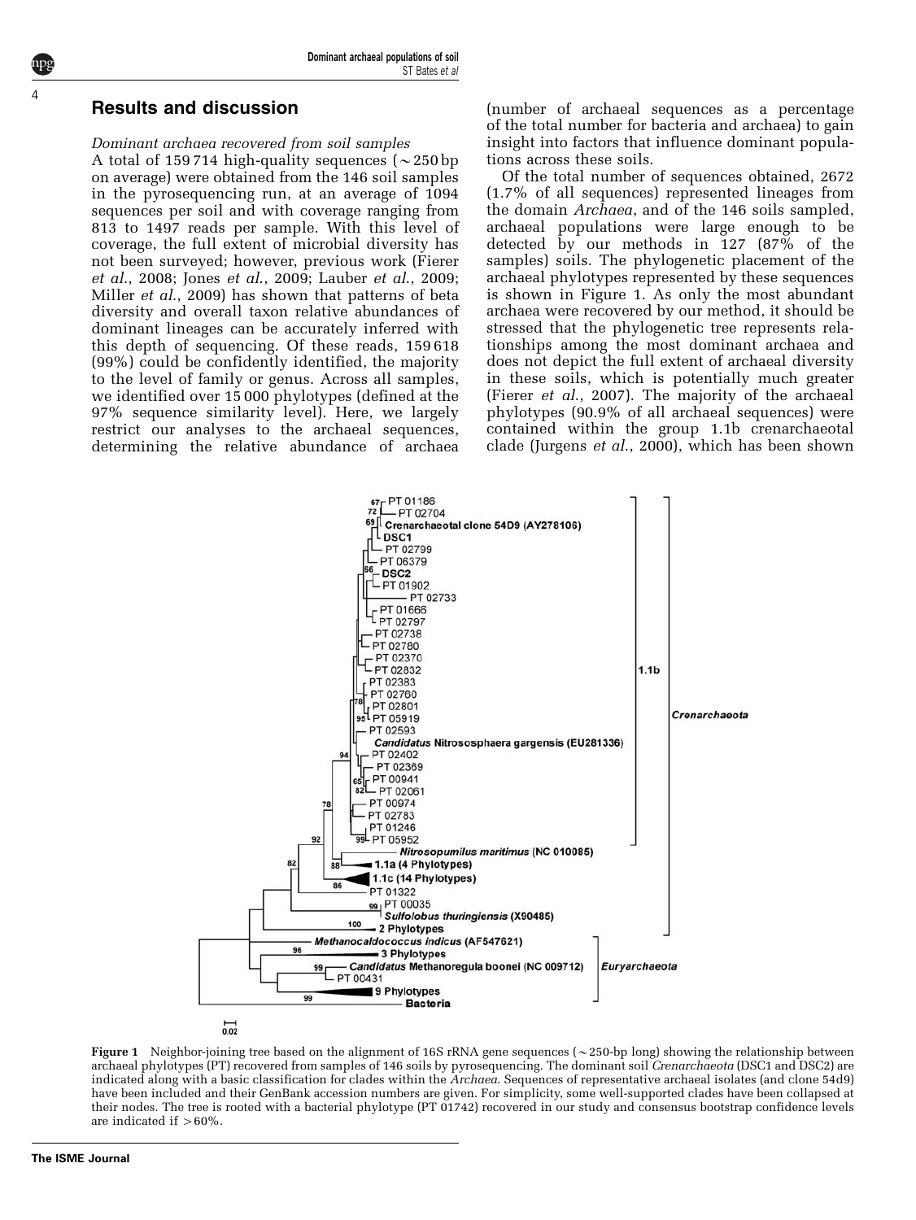## Results and discussion

*Dominant archaea recovered from soil samples*

A total of 159 714 high-quality sequences (~250 bp on average) were obtained from the 146 soil samples in the pyrosequencing run, at an average of 1094 sequences per soil and with coverage ranging from 813 to 1497 reads per sample. With this level of coverage, the full extent of microbial diversity has not been surveyed; however, previous work (Fierer *et al*., 2008; Jones *et al*., 2009; Lauber *et al*., 2009; Miller *et al*., 2009) has shown that patterns of beta diversity and overall taxon relative abundances of dominant lineages can be accurately inferred with this depth of sequencing. Of these reads, 159 618 (99%) could be confidently identified, the majority to the level of family or genus. Across all samples, we identified over 15 000 phylotypes (defined at the 97% sequence similarity level). Here, we largely restrict our analyses to the archaeal sequences, determining the relative abundance of archaea (number of archaeal sequences as a percentage of the total number for bacteria and archaea) to gain insight into factors that influence dominant populations across these soils.

Of the total number of sequences obtained, 2672 (1.7% of all sequences) represented lineages from the domain *Archaea*, and of the 146 soils sampled, archaeal populations were large enough to be detected by our methods in 127 (87% of the samples) soils. The phylogenetic placement of the archaeal phylotypes represented by these sequences is shown in Figure 1. As only the most abundant archaea were recovered by our method, it should be stressed that the phylogenetic tree represents relationships among the most dominant archaea and does not depict the full extent of archaeal diversity in these soils, which is potentially much greater (Fierer *et al*., 2007). The majority of the archaeal phylotypes (90.9% of all archaeal sequences) were contained within the group 1.1b crenarchaeotal clade (Jurgens *et al*., 2000), which has been shown

**Figure 1** Neighbor-joining tree based on the alignment of 16S rRNA gene sequences (~250-bp long) showing the relationship between archaeal phylotypes (PT) recovered from samples of 146 soils by pyrosequencing. The dominant soil *Crenarchaeota* (DSC1 and DSC2) are indicated along with a basic classification for clades within the *Archaea*. Sequences of representative archaeal isolates (and clone 54d9) have been included and their GenBank accession numbers are given. For simplicity, some well-supported clades have been collapsed at their nodes. The tree is rooted with a bacterial phylotype (PT 01742) recovered in our study and consensus bootstrap confidence levels are indicated if >60%.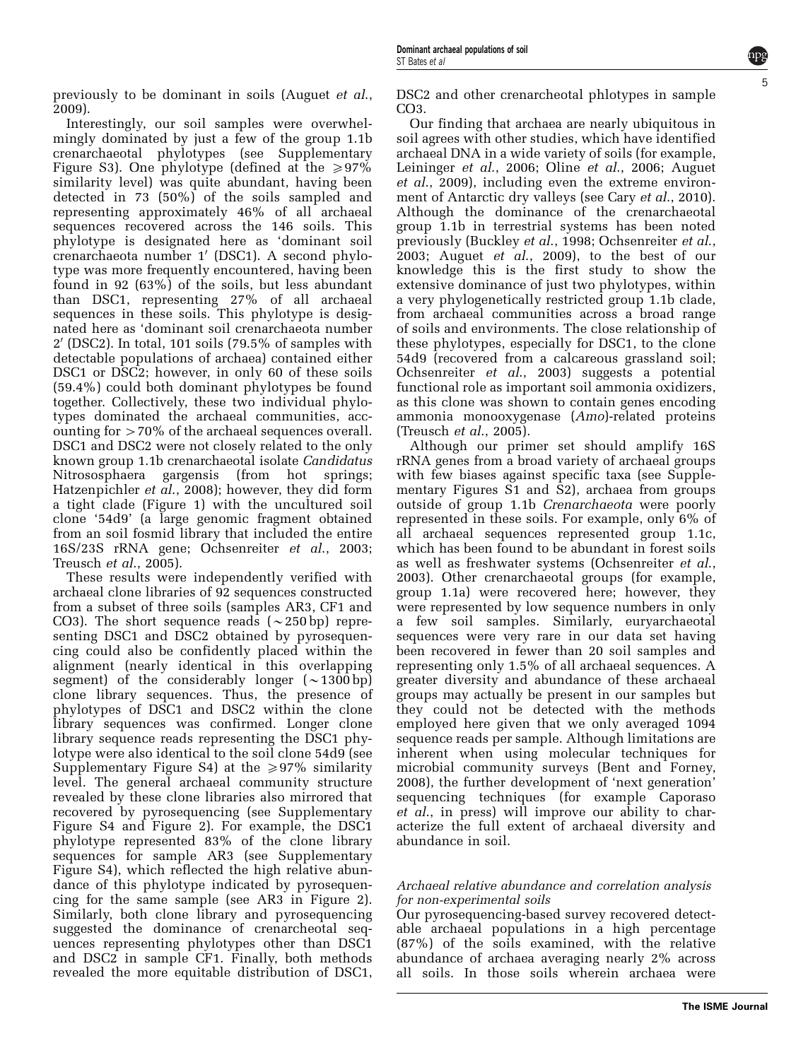previously to be dominant in soils (Auguet *et al.*, 2009).

Interestingly, our soil samples were overwhelmingly dominated by just a few of the group 1.1b crenarchaeotal phylotypes (see Supplementary Figure S3). One phylotype (defined at the $\geqslant$97% similarity level) was quite abundant, having been detected in 73 (50%) of the soils sampled and representing approximately 46% of all archaeal sequences recovered across the 146 soils. This phylotype is designated here as 'dominant soil crenarchaeota number 1' (DSC1). A second phylotype was more frequently encountered, having been found in 92 (63%) of the soils, but less abundant than DSC1, representing 27% of all archaeal sequences in these soils. This phylotype is designated here as 'dominant soil crenarchaeota number 2' (DSC2). In total, 101 soils (79.5% of samples with detectable populations of archaea) contained either DSC1 or DSC2; however, in only 60 of these soils (59.4%) could both dominant phylotypes be found together. Collectively, these two individual phylotypes dominated the archaeal communities, accounting for >70% of the archaeal sequences overall. DSC1 and DSC2 were not closely related to the only known group 1.1b crenarchaeotal isolate *Candidatus* Nitrososphaera gargensis (from hot springs; Hatzenpichler *et al.*, 2008); however, they did form a tight clade (Figure 1) with the uncultured soil clone '54d9' (a large genomic fragment obtained from an soil fosmid library that included the entire 16S/23S rRNA gene; Ochsenreiter *et al.*, 2003; Treusch *et al.*, 2005).

These results were independently verified with archaeal clone libraries of 92 sequences constructed from a subset of three soils (samples AR3, CF1 and CO3). The short sequence reads (~250 bp) representing DSC1 and DSC2 obtained by pyrosequencing could also be confidently placed within the alignment (nearly identical in this overlapping segment) of the considerably longer (~1300 bp) clone library sequences. Thus, the presence of phylotypes of DSC1 and DSC2 within the clone library sequences was confirmed. Longer clone library sequence reads representing the DSC1 phylotype were also identical to the soil clone 54d9 (see Supplementary Figure S4) at the $\geqslant$97% similarity level. The general archaeal community structure revealed by these clone libraries also mirrored that recovered by pyrosequencing (see Supplementary Figure S4 and Figure 2). For example, the DSC1 phylotype represented 83% of the clone library sequences for sample AR3 (see Supplementary Figure S4), which reflected the high relative abundance of this phylotype indicated by pyrosequencing for the same sample (see AR3 in Figure 2). Similarly, both clone library and pyrosequencing suggested the dominance of crenarcheotal sequences representing phylotypes other than DSC1 and DSC2 in sample CF1. Finally, both methods revealed the more equitable distribution of DSC1, DSC2 and other crenarcheotal phlotypes in sample CO3.

Our finding that archaea are nearly ubiquitous in soil agrees with other studies, which have identified archaeal DNA in a wide variety of soils (for example, Leininger *et al.*, 2006; Oline *et al.*, 2006; Auguet *et al.*, 2009), including even the extreme environment of Antarctic dry valleys (see Cary *et al.*, 2010). Although the dominance of the crenarchaeotal group 1.1b in terrestrial systems has been noted previously (Buckley *et al.*, 1998; Ochsenreiter *et al.*, 2003; Auguet *et al.*, 2009), to the best of our knowledge this is the first study to show the extensive dominance of just two phylotypes, within a very phylogenetically restricted group 1.1b clade, from archaeal communities across a broad range of soils and environments. The close relationship of these phylotypes, especially for DSC1, to the clone 54d9 (recovered from a calcareous grassland soil; Ochsenreiter *et al.*, 2003) suggests a potential functional role as important soil ammonia oxidizers, as this clone was shown to contain genes encoding ammonia monooxygenase (*Amo*)-related proteins (Treusch *et al.*, 2005).

Although our primer set should amplify 16S rRNA genes from a broad variety of archaeal groups with few biases against specific taxa (see Supplementary Figures S1 and S2), archaea from groups outside of group 1.1b *Crenarchaeota* were poorly represented in these soils. For example, only 6% of all archaeal sequences represented group 1.1c, which has been found to be abundant in forest soils as well as freshwater systems (Ochsenreiter *et al.*, 2003). Other crenarchaeotal groups (for example, group 1.1a) were recovered here; however, they were represented by low sequence numbers in only a few soil samples. Similarly, euryarchaeotal sequences were very rare in our data set having been recovered in fewer than 20 soil samples and representing only 1.5% of all archaeal sequences. A greater diversity and abundance of these archaeal groups may actually be present in our samples but they could not be detected with the methods employed here given that we only averaged 1094 sequence reads per sample. Although limitations are inherent when using molecular techniques for microbial community surveys (Bent and Forney, 2008), the further development of 'next generation' sequencing techniques (for example Caporaso *et al.*, in press) will improve our ability to characterize the full extent of archaeal diversity and abundance in soil.

### *Archaeal relative abundance and correlation analysis for non-experimental soils*

Our pyrosequencing-based survey recovered detectable archaeal populations in a high percentage (87%) of the soils examined, with the relative abundance of archaea averaging nearly 2% across all soils. In those soils wherein archaea were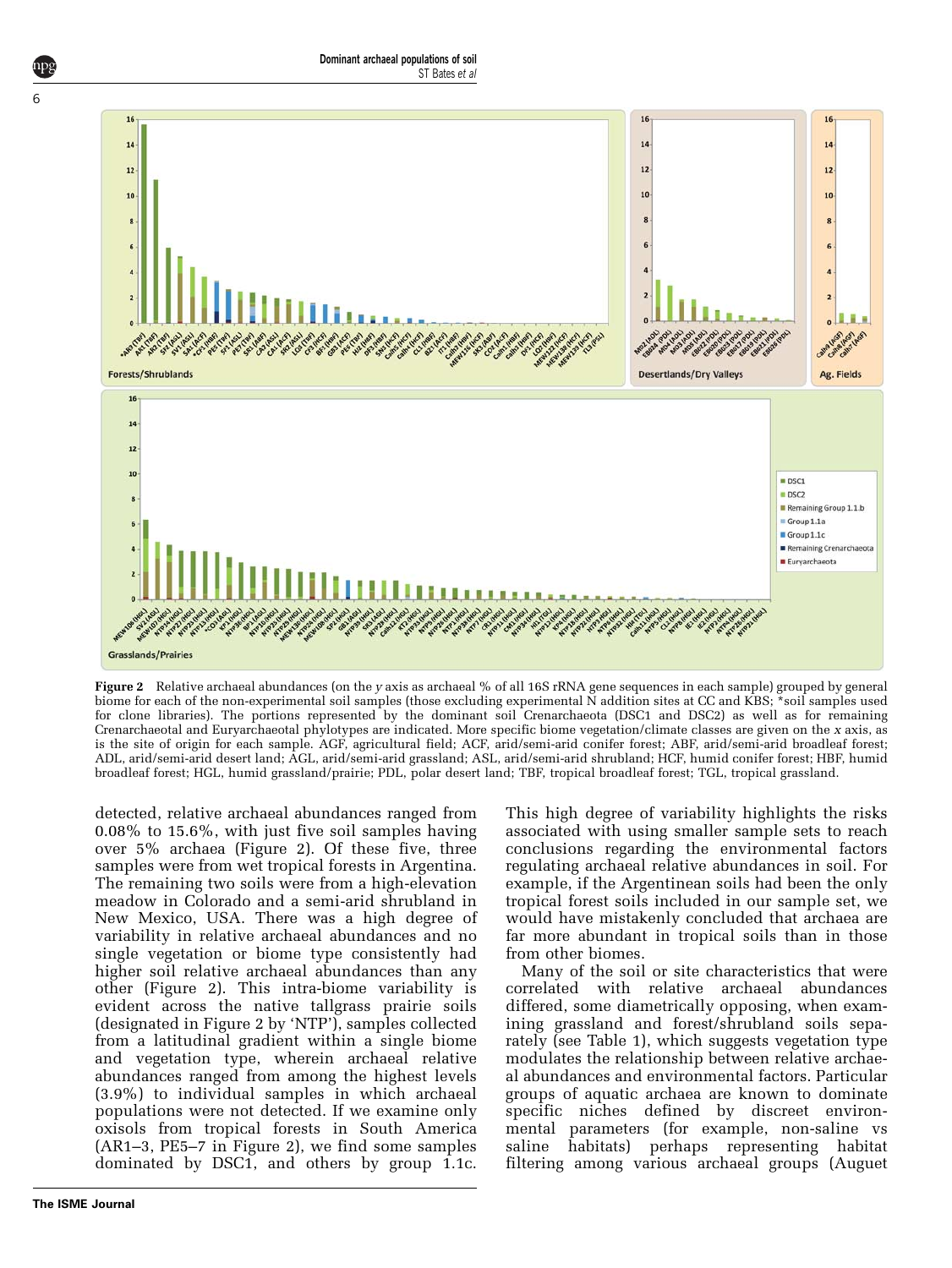**Figure 2** Relative archaeal abundances (on the *y* axis as archaeal % of all 16S rRNA gene sequences in each sample) grouped by general biome for each of the non-experimental soil samples (those excluding experimental N addition sites at CC and KBS; *soil samples used for clone libraries). The portions represented by the dominant soil Crenarchaeota (DSC1 and DSC2) as well as for remaining Crenarchaeotal and Euryarchaeotal phylotypes are indicated. More specific biome vegetation/climate classes are given on the x axis, as is the site of origin for each sample. AGF, agricultural field; ACF, arid/semi-arid conifer forest; ABF, arid/semi-arid broadleaf forest; ADL, arid/semi-arid desert land; AGL, arid/semi-arid grassland; ASL, arid/semi-arid shrubland; HCF, humid conifer forest; HBF, humid broadleaf forest; HGL, humid grassland/prairie; PDL, polar desert land; TBF, tropical broadleaf forest; TGL, tropical grassland.

detected, relative archaeal abundances ranged from 0.08% to 15.6%, with just five soil samples having over 5% archaea (Figure 2). Of these five, three samples were from wet tropical forests in Argentina. The remaining two soils were from a high-elevation meadow in Colorado and a semi-arid shrubland in New Mexico, USA. There was a high degree of variability in relative archaeal abundances and no single vegetation or biome type consistently had higher soil relative archaeal abundances than any other (Figure 2). This intra-biome variability is evident across the native tallgrass prairie soils (designated in Figure 2 by 'NTP'), samples collected from a latitudinal gradient within a single biome and vegetation type, wherein archaeal relative abundances ranged from among the highest levels (3.9%) to individual samples in which archaeal populations were not detected. If we examine only oxisols from tropical forests in South America (AR1–3, PE5–7 in Figure 2), we find some samples dominated by DSC1, and others by group 1.1c. This high degree of variability highlights the risks associated with using smaller sample sets to reach conclusions regarding the environmental factors regulating archaeal relative abundances in soil. For example, if the Argentinean soils had been the only tropical forest soils included in our sample set, we would have mistakenly concluded that archaea are far more abundant in tropical soils than in those from other biomes.

Many of the soil or site characteristics that were correlated with relative archaeal abundances differed, some diametrically opposing, when examining grassland and forest/shrubland soils separately (see Table 1), which suggests vegetation type modulates the relationship between relative archaeal abundances and environmental factors. Particular groups of aquatic archaea are known to dominate specific niches defined by discreet environmental parameters (for example, non-saline vs saline habitats) perhaps representing habitat filtering among various archaeal groups (Auguet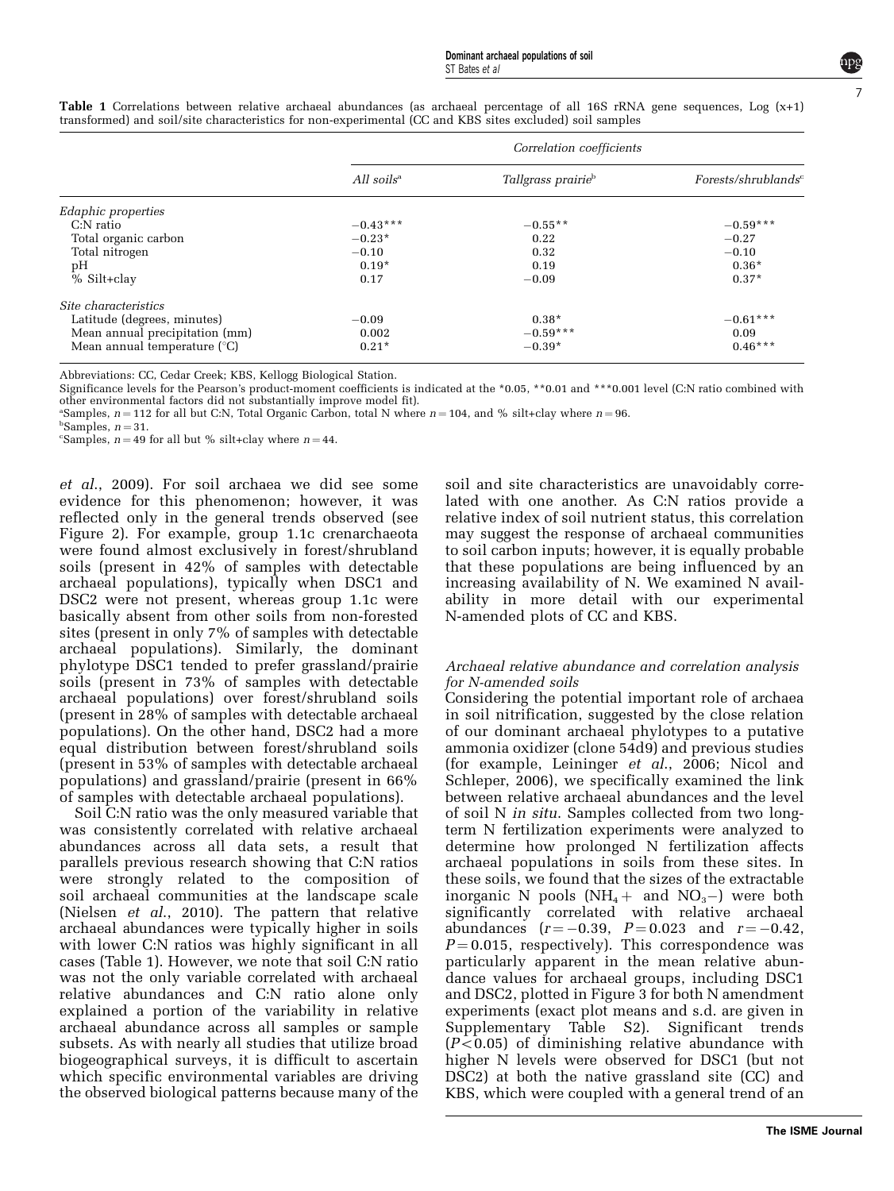**Table 1** Correlations between relative archaeal abundances (as archaeal percentage of all 16S rRNA gene sequences, Log (x+1) transformed) and soil/site characteristics for non-experimental (CC and KBS sites excluded) soil samples

| | Correlation coefficients | | |
|---|---|---|---|
| | *All soils*[a] | *Tallgrass prairie*[b] | *Forests/shrublands*[c] |
| *Edaphic properties* | | | |
| C:N ratio | −0.43*** | −0.55** | −0.59*** |
| Total organic carbon | −0.23* | 0.22 | −0.27 |
| Total nitrogen | −0.10 | 0.32 | −0.10 |
| pH | 0.19* | 0.19 | 0.36* |
| % Silt+clay | 0.17 | −0.09 | 0.37* |
| *Site characteristics* | | | |
| Latitude (degrees, minutes) | −0.09 | 0.38* | −0.61*** |
| Mean annual precipitation (mm) | 0.002 | −0.59*** | 0.09 |
| Mean annual temperature (°C) | 0.21* | −0.39* | 0.46*** |

Abbreviations: CC, Cedar Creek; KBS, Kellogg Biological Station.

Significance levels for the Pearson's product-moment coefficients is indicated at the *0.05, **0.01 and ***0.001 level (C:N ratio combined with other environmental factors did not substantially improve model fit).

[a]Samples, $n = 112$ for all but C:N, Total Organic Carbon, total N where $n = 104$, and % silt+clay where $n = 96$.

[b]Samples, $n = 31$.

[c]Samples, $n = 49$ for all but % silt+clay where $n = 44$.

*et al.*, 2009). For soil archaea we did see some evidence for this phenomenon; however, it was reflected only in the general trends observed (see Figure 2). For example, group 1.1c crenarchaeota were found almost exclusively in forest/shrubland soils (present in 42% of samples with detectable archaeal populations), typically when DSC1 and DSC2 were not present, whereas group 1.1c were basically absent from other soils from non-forested sites (present in only 7% of samples with detectable archaeal populations). Similarly, the dominant phylotype DSC1 tended to prefer grassland/prairie soils (present in 73% of samples with detectable archaeal populations) over forest/shrubland soils (present in 28% of samples with detectable archaeal populations). On the other hand, DSC2 had a more equal distribution between forest/shrubland soils (present in 53% of samples with detectable archaeal populations) and grassland/prairie (present in 66% of samples with detectable archaeal populations).

Soil C:N ratio was the only measured variable that was consistently correlated with relative archaeal abundances across all data sets, a result that parallels previous research showing that C:N ratios were strongly related to the composition of soil archaeal communities at the landscape scale (Nielsen *et al.*, 2010). The pattern that relative archaeal abundances were typically higher in soils with lower C:N ratios was highly significant in all cases (Table 1). However, we note that soil C:N ratio was not the only variable correlated with archaeal relative abundances and C:N ratio alone only explained a portion of the variability in relative archaeal abundance across all samples or sample subsets. As with nearly all studies that utilize broad biogeographical surveys, it is difficult to ascertain which specific environmental variables are driving the observed biological patterns because many of the soil and site characteristics are unavoidably correlated with one another. As C:N ratios provide a relative index of soil nutrient status, this correlation may suggest the response of archaeal communities to soil carbon inputs; however, it is equally probable that these populations are being influenced by an increasing availability of N. We examined N availability in more detail with our experimental N-amended plots of CC and KBS.

### *Archaeal relative abundance and correlation analysis for N-amended soils*

Considering the potential important role of archaea in soil nitrification, suggested by the close relation of our dominant archaeal phylotypes to a putative ammonia oxidizer (clone 54d9) and previous studies (for example, Leininger *et al.*, 2006; Nicol and Schleper, 2006), we specifically examined the link between relative archaeal abundances and the level of soil N *in situ*. Samples collected from two long-term N fertilization experiments were analyzed to determine how prolonged N fertilization affects archaeal populations in soils from these sites. In these soils, we found that the sizes of the extractable inorganic N pools ($NH_4+$ and $NO_3-$) were both significantly correlated with relative archaeal abundances ($r = -0.39$, $P = 0.023$ and $r = -0.42$, $P = 0.015$, respectively). This correspondence was particularly apparent in the mean relative abundance values for archaeal groups, including DSC1 and DSC2, plotted in Figure 3 for both N amendment experiments (exact plot means and s.d. are given in Supplementary Table S2). Significant trends ($P < 0.05$) of diminishing relative abundance with higher N levels were observed for DSC1 (but not DSC2) at both the native grassland site (CC) and KBS, which were coupled with a general trend of an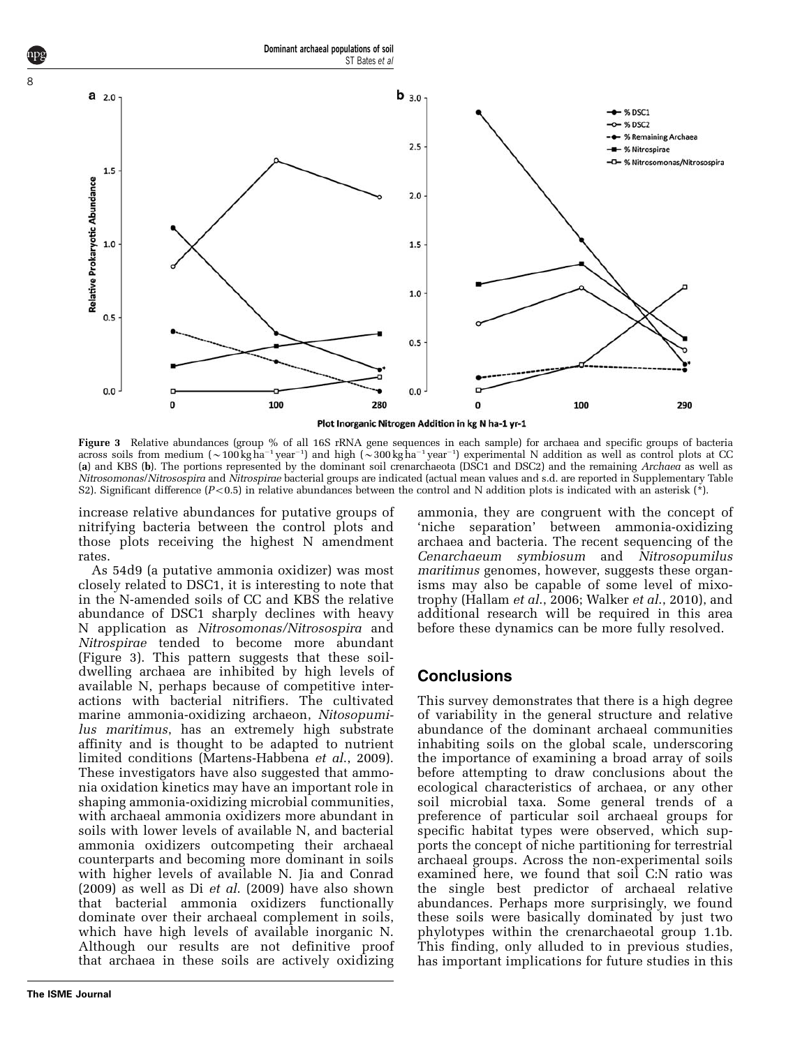Figure 3 Relative abundances (group % of all 16S rRNA gene sequences in each sample) for archaea and specific groups of bacteria across soils from medium (~100 kg ha$^{-1}$ year$^{-1}$) and high (~300 kg ha$^{-1}$ year$^{-1}$) experimental N addition as well as control plots at CC (**a**) and KBS (**b**). The portions represented by the dominant soil crenarchaeota (DSC1 and DSC2) and the remaining *Archaea* as well as *Nitrosomonas*/*Nitrosospira* and *Nitrospirae* bacterial groups are indicated (actual mean values and s.d. are reported in Supplementary Table S2). Significant difference ($P$<0.5) in relative abundances between the control and N addition plots is indicated with an asterisk (*).

increase relative abundances for putative groups of nitrifying bacteria between the control plots and those plots receiving the highest N amendment rates.

As 54d9 (a putative ammonia oxidizer) was most closely related to DSC1, it is interesting to note that in the N-amended soils of CC and KBS the relative abundance of DSC1 sharply declines with heavy N application as *Nitrosomonas*/*Nitrosospira* and *Nitrospirae* tended to become more abundant (Figure 3). This pattern suggests that these soil-dwelling archaea are inhibited by high levels of available N, perhaps because of competitive interactions with bacterial nitrifiers. The cultivated marine ammonia-oxidizing archaeon, *Nitosopumilus maritimus*, has an extremely high substrate affinity and is thought to be adapted to nutrient limited conditions (Martens-Habbena *et al.*, 2009). These investigators have also suggested that ammonia oxidation kinetics may have an important role in shaping ammonia-oxidizing microbial communities, with archaeal ammonia oxidizers more abundant in soils with lower levels of available N, and bacterial ammonia oxidizers outcompeting their archaeal counterparts and becoming more dominant in soils with higher levels of available N. Jia and Conrad (2009) as well as Di *et al.* (2009) have also shown that bacterial ammonia oxidizers functionally dominate over their archaeal complement in soils, which have high levels of available inorganic N. Although our results are not definitive proof that archaea in these soils are actively oxidizing ammonia, they are congruent with the concept of 'niche separation' between ammonia-oxidizing archaea and bacteria. The recent sequencing of the *Cenarchaeum symbiosum* and *Nitrosopumilus maritimus* genomes, however, suggests these organisms may also be capable of some level of mixotrophy (Hallam *et al.*, 2006; Walker *et al.*, 2010), and additional research will be required in this area before these dynamics can be more fully resolved.

## Conclusions

This survey demonstrates that there is a high degree of variability in the general structure and relative abundance of the dominant archaeal communities inhabiting soils on the global scale, underscoring the importance of examining a broad array of soils before attempting to draw conclusions about the ecological characteristics of archaea, or any other soil microbial taxa. Some general trends of a preference of particular soil archaeal groups for specific habitat types were observed, which supports the concept of niche partitioning for terrestrial archaeal groups. Across the non-experimental soils examined here, we found that soil C:N ratio was the single best predictor of archaeal relative abundances. Perhaps more surprisingly, we found these soils were basically dominated by just two phylotypes within the crenarchaeotal group 1.1b. This finding, only alluded to in previous studies, has important implications for future studies in this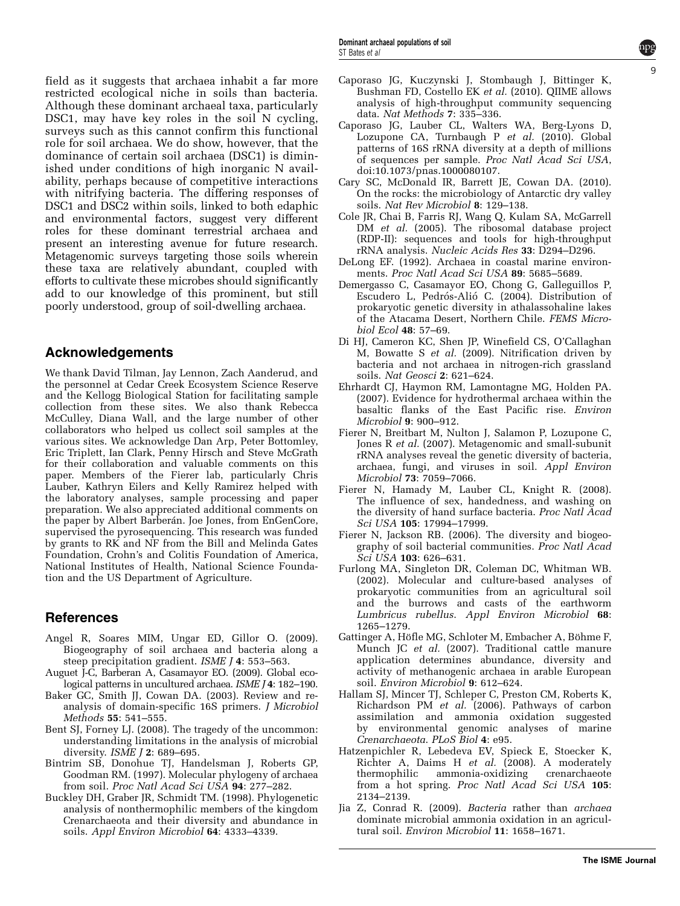field as it suggests that archaea inhabit a far more restricted ecological niche in soils than bacteria. Although these dominant archaeal taxa, particularly DSC1, may have key roles in the soil N cycling, surveys such as this cannot confirm this functional role for soil archaea. We do show, however, that the dominance of certain soil archaea (DSC1) is diminished under conditions of high inorganic N availability, perhaps because of competitive interactions with nitrifying bacteria. The differing responses of DSC1 and DSC2 within soils, linked to both edaphic and environmental factors, suggest very different roles for these dominant terrestrial archaea and present an interesting avenue for future research. Metagenomic surveys targeting those soils wherein these taxa are relatively abundant, coupled with efforts to cultivate these microbes should significantly add to our knowledge of this prominent, but still poorly understood, group of soil-dwelling archaea.

## Acknowledgements

We thank David Tilman, Jay Lennon, Zach Aanderud, and the personnel at Cedar Creek Ecosystem Science Reserve and the Kellogg Biological Station for facilitating sample collection from these sites. We also thank Rebecca McCulley, Diana Wall, and the large number of other collaborators who helped us collect soil samples at the various sites. We acknowledge Dan Arp, Peter Bottomley, Eric Triplett, Ian Clark, Penny Hirsch and Steve McGrath for their collaboration and valuable comments on this paper. Members of the Fierer lab, particularly Chris Lauber, Kathryn Eilers and Kelly Ramirez helped with the laboratory analyses, sample processing and paper preparation. We also appreciated additional comments on the paper by Albert Barberán. Joe Jones, from EnGenCore, supervised the pyrosequencing. This research was funded by grants to RK and NF from the Bill and Melinda Gates Foundation, Crohn's and Colitis Foundation of America, National Institutes of Health, National Science Foundation and the US Department of Agriculture.

## References

Angel R, Soares MIM, Ungar ED, Gillor O. (2009). Biogeography of soil archaea and bacteria along a steep precipitation gradient. *ISME J* **4**: 553–563.

Auguet J-C, Barberan A, Casamayor EO. (2009). Global ecological patterns in uncultured archaea. *ISME J* **4**: 182–190.

Baker GC, Smith JJ, Cowan DA. (2003). Review and re-analysis of domain-specific 16S primers. *J Microbiol Methods* **55**: 541–555.

Bent SJ, Forney LJ. (2008). The tragedy of the uncommon: understanding limitations in the analysis of microbial diversity. *ISME J* **2**: 689–695.

Bintrim SB, Donohue TJ, Handelsman J, Roberts GP, Goodman RM. (1997). Molecular phylogeny of archaea from soil. *Proc Natl Acad Sci USA* **94**: 277–282.

Buckley DH, Graber JR, Schmidt TM. (1998). Phylogenetic analysis of nonthermophilic members of the kingdom Crenarchaeota and their diversity and abundance in soils. *Appl Environ Microbiol* **64**: 4333–4339.

Caporaso JG, Kuczynski J, Stombaugh J, Bittinger K, Bushman FD, Costello EK *et al.* (2010). QIIME allows analysis of high-throughput community sequencing data. *Nat Methods* **7**: 335–336.

Caporaso JG, Lauber CL, Walters WA, Berg-Lyons D, Lozupone CA, Turnbaugh P *et al.* (2010). Global patterns of 16S rRNA diversity at a depth of millions of sequences per sample. *Proc Natl Acad Sci USA*, doi:10.1073/pnas.1000080107.

Cary SC, McDonald IR, Barrett JE, Cowan DA. (2010). On the rocks: the microbiology of Antarctic dry valley soils. *Nat Rev Microbiol* **8**: 129–138.

Cole JR, Chai B, Farris RJ, Wang Q, Kulam SA, McGarrell DM *et al.* (2005). The ribosomal database project (RDP-II): sequences and tools for high-throughput rRNA analysis. *Nucleic Acids Res* **33**: D294–D296.

DeLong EF. (1992). Archaea in coastal marine environments. *Proc Natl Acad Sci USA* **89**: 5685–5689.

Demergasso C, Casamayor EO, Chong G, Galleguillos P, Escudero L, Pedrós-Alió C. (2004). Distribution of prokaryotic genetic diversity in athalassohaline lakes of the Atacama Desert, Northern Chile. *FEMS Microbiol Ecol* **48**: 57–69.

Di HJ, Cameron KC, Shen JP, Winefield CS, O'Callaghan M, Bowatte S *et al.* (2009). Nitrification driven by bacteria and not archaea in nitrogen-rich grassland soils. *Nat Geosci* **2**: 621–624.

Ehrhardt CJ, Haymon RM, Lamontagne MG, Holden PA. (2007). Evidence for hydrothermal archaea within the basaltic flanks of the East Pacific rise. *Environ Microbiol* **9**: 900–912.

Fierer N, Breitbart M, Nulton J, Salamon P, Lozupone C, Jones R *et al.* (2007). Metagenomic and small-subunit rRNA analyses reveal the genetic diversity of bacteria, archaea, fungi, and viruses in soil. *Appl Environ Microbiol* **73**: 7059–7066.

Fierer N, Hamady M, Lauber CL, Knight R. (2008). The influence of sex, handedness, and washing on the diversity of hand surface bacteria. *Proc Natl Acad Sci USA* **105**: 17994–17999.

Fierer N, Jackson RB. (2006). The diversity and biogeography of soil bacterial communities. *Proc Natl Acad Sci USA* **103**: 626–631.

Furlong MA, Singleton DR, Coleman DC, Whitman WB. (2002). Molecular and culture-based analyses of prokaryotic communities from an agricultural soil and the burrows and casts of the earthworm *Lumbricus rubellus*. *Appl Environ Microbiol* **68**: 1265–1279.

Gattinger A, Höfle MG, Schloter M, Embacher A, Böhme F, Munch JC *et al.* (2007). Traditional cattle manure application determines abundance, diversity and activity of methanogenic archaea in arable European soil. *Environ Microbiol* **9**: 612–624.

Hallam SJ, Mincer TJ, Schleper C, Preston CM, Roberts K, Richardson PM *et al.* (2006). Pathways of carbon assimilation and ammonia oxidation suggested by environmental genomic analyses of marine *Crenarchaeota*. *PLoS Biol* **4**: e95.

Hatzenpichler R, Lebedeva EV, Spieck E, Stoecker K, Richter A, Daims H *et al.* (2008). A moderately thermophilic ammonia-oxidizing crenarchaeote from a hot spring. *Proc Natl Acad Sci USA* **105**: 2134–2139.

Jia Z, Conrad R. (2009). *Bacteria* rather than *archaea* dominate microbial ammonia oxidation in an agricultural soil. *Environ Microbiol* **11**: 1658–1671.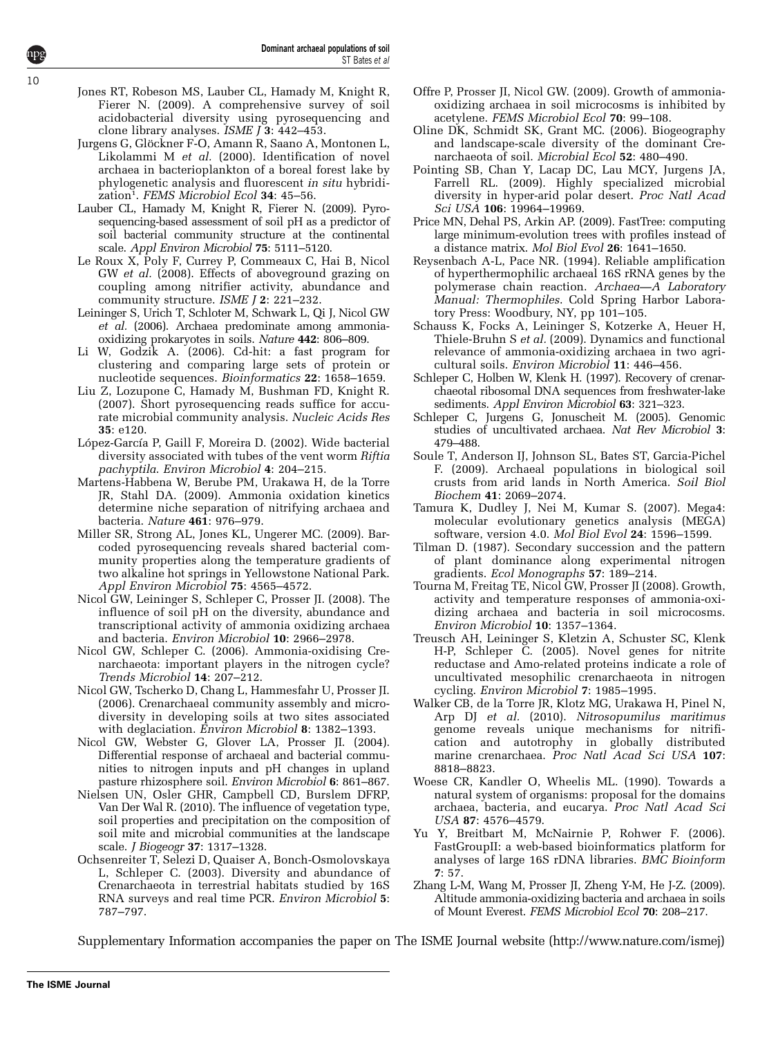Jones RT, Robeson MS, Lauber CL, Hamady M, Knight R, Fierer N. (2009). A comprehensive survey of soil acidobacterial diversity using pyrosequencing and clone library analyses. *ISME J* **3**: 442–453.

Jurgens G, Glöckner F-O, Amann R, Saano A, Montonen L, Likolammi M *et al.* (2000). Identification of novel archaea in bacterioplankton of a boreal forest lake by phylogenetic analysis and fluorescent *in situ* hybridization[1]. *FEMS Microbiol Ecol* **34**: 45–56.

Lauber CL, Hamady M, Knight R, Fierer N. (2009). Pyrosequencing-based assessment of soil pH as a predictor of soil bacterial community structure at the continental scale. *Appl Environ Microbiol* **75**: 5111–5120.

Le Roux X, Poly F, Currey P, Commeaux C, Hai B, Nicol GW *et al.* (2008). Effects of aboveground grazing on coupling among nitrifier activity, abundance and community structure. *ISME J* **2**: 221–232.

Leininger S, Urich T, Schloter M, Schwark L, Qi J, Nicol GW *et al.* (2006). Archaea predominate among ammonia-oxidizing prokaryotes in soils. *Nature* **442**: 806–809.

Li W, Godzik A. (2006). Cd-hit: a fast program for clustering and comparing large sets of protein or nucleotide sequences. *Bioinformatics* **22**: 1658–1659.

Liu Z, Lozupone C, Hamady M, Bushman FD, Knight R. (2007). Short pyrosequencing reads suffice for accurate microbial community analysis. *Nucleic Acids Res* **35**: e120.

López-García P, Gaill F, Moreira D. (2002). Wide bacterial diversity associated with tubes of the vent worm *Riftia pachyptila*. *Environ Microbiol* **4**: 204–215.

Martens-Habbena W, Berube PM, Urakawa H, de la Torre JR, Stahl DA. (2009). Ammonia oxidation kinetics determine niche separation of nitrifying archaea and bacteria. *Nature* **461**: 976–979.

Miller SR, Strong AL, Jones KL, Ungerer MC. (2009). Bar-coded pyrosequencing reveals shared bacterial community properties along the temperature gradients of two alkaline hot springs in Yellowstone National Park. *Appl Environ Microbiol* **75**: 4565–4572.

Nicol GW, Leininger S, Schleper C, Prosser JI. (2008). The influence of soil pH on the diversity, abundance and transcriptional activity of ammonia oxidizing archaea and bacteria. *Environ Microbiol* **10**: 2966–2978.

Nicol GW, Schleper C. (2006). Ammonia-oxidising Crenarchaeota: important players in the nitrogen cycle? *Trends Microbiol* **14**: 207–212.

Nicol GW, Tscherko D, Chang L, Hammesfahr U, Prosser JI. (2006). Crenarchaeal community assembly and microdiversity in developing soils at two sites associated with deglaciation. *Environ Microbiol* **8**: 1382–1393.

Nicol GW, Webster G, Glover LA, Prosser JI. (2004). Differential response of archaeal and bacterial communities to nitrogen inputs and pH changes in upland pasture rhizosphere soil. *Environ Microbiol* **6**: 861–867.

Nielsen UN, Osler GHR, Campbell CD, Burslem DFRP, Van Der Wal R. (2010). The influence of vegetation type, soil properties and precipitation on the composition of soil mite and microbial communities at the landscape scale. *J Biogeogr* **37**: 1317–1328.

Ochsenreiter T, Selezi D, Quaiser A, Bonch-Osmolovskaya L, Schleper C. (2003). Diversity and abundance of Crenarchaeota in terrestrial habitats studied by 16S RNA surveys and real time PCR. *Environ Microbiol* **5**: 787–797.

Offre P, Prosser JI, Nicol GW. (2009). Growth of ammonia-oxidizing archaea in soil microcosms is inhibited by acetylene. *FEMS Microbiol Ecol* **70**: 99–108.

Oline DK, Schmidt SK, Grant MC. (2006). Biogeography and landscape-scale diversity of the dominant Crenarchaeota of soil. *Microbial Ecol* **52**: 480–490.

Pointing SB, Chan Y, Lacap DC, Lau MCY, Jurgens JA, Farrell RL. (2009). Highly specialized microbial diversity in hyper-arid polar desert. *Proc Natl Acad Sci USA* **106**: 19964–19969.

Price MN, Dehal PS, Arkin AP. (2009). FastTree: computing large minimum-evolution trees with profiles instead of a distance matrix. *Mol Biol Evol* **26**: 1641–1650.

Reysenbach A-L, Pace NR. (1994). Reliable amplification of hyperthermophilic archaeal 16S rRNA genes by the polymerase chain reaction. *Archaea—A Laboratory Manual: Thermophiles*. Cold Spring Harbor Laboratory Press: Woodbury, NY, pp 101–105.

Schauss K, Focks A, Leininger S, Kotzerke A, Heuer H, Thiele-Bruhn S *et al.* (2009). Dynamics and functional relevance of ammonia-oxidizing archaea in two agricultural soils. *Environ Microbiol* **11**: 446–456.

Schleper C, Holben W, Klenk H. (1997). Recovery of crenarchaeotal ribosomal DNA sequences from freshwater-lake sediments. *Appl Environ Microbiol* **63**: 321–323.

Schleper C, Jurgens G, Jonuscheit M. (2005). Genomic studies of uncultivated archaea. *Nat Rev Microbiol* **3**: 479–488.

Soule T, Anderson IJ, Johnson SL, Bates ST, Garcia-Pichel F. (2009). Archaeal populations in biological soil crusts from arid lands in North America. *Soil Biol Biochem* **41**: 2069–2074.

Tamura K, Dudley J, Nei M, Kumar S. (2007). Mega4: molecular evolutionary genetics analysis (MEGA) software, version 4.0. *Mol Biol Evol* **24**: 1596–1599.

Tilman D. (1987). Secondary succession and the pattern of plant dominance along experimental nitrogen gradients. *Ecol Monographs* **57**: 189–214.

Tourna M, Freitag TE, Nicol GW, Prosser JI (2008). Growth, activity and temperature responses of ammonia-oxidizing archaea and bacteria in soil microcosms. *Environ Microbiol* **10**: 1357–1364.

Treusch AH, Leininger S, Kletzin A, Schuster SC, Klenk H-P, Schleper C. (2005). Novel genes for nitrite reductase and Amo-related proteins indicate a role of uncultivated mesophilic crenarchaeota in nitrogen cycling. *Environ Microbiol* **7**: 1985–1995.

Walker CB, de la Torre JR, Klotz MG, Urakawa H, Pinel N, Arp DJ *et al.* (2010). *Nitrosopumilus maritimus* genome reveals unique mechanisms for nitrification and autotrophy in globally distributed marine crenarchaea. *Proc Natl Acad Sci USA* **107**: 8818–8823.

Woese CR, Kandler O, Wheelis ML. (1990). Towards a natural system of organisms: proposal for the domains archaea, bacteria, and eucarya. *Proc Natl Acad Sci USA* **87**: 4576–4579.

Yu Y, Breitbart M, McNairnie P, Rohwer F. (2006). FastGroupII: a web-based bioinformatics platform for analyses of large 16S rDNA libraries. *BMC Bioinform* **7**: 57.

Zhang L-M, Wang M, Prosser JI, Zheng Y-M, He J-Z. (2009). Altitude ammonia-oxidizing bacteria and archaea in soils of Mount Everest. *FEMS Microbiol Ecol* **70**: 208–217.

Supplementary Information accompanies the paper on The ISME Journal website (http://www.nature.com/ismej)